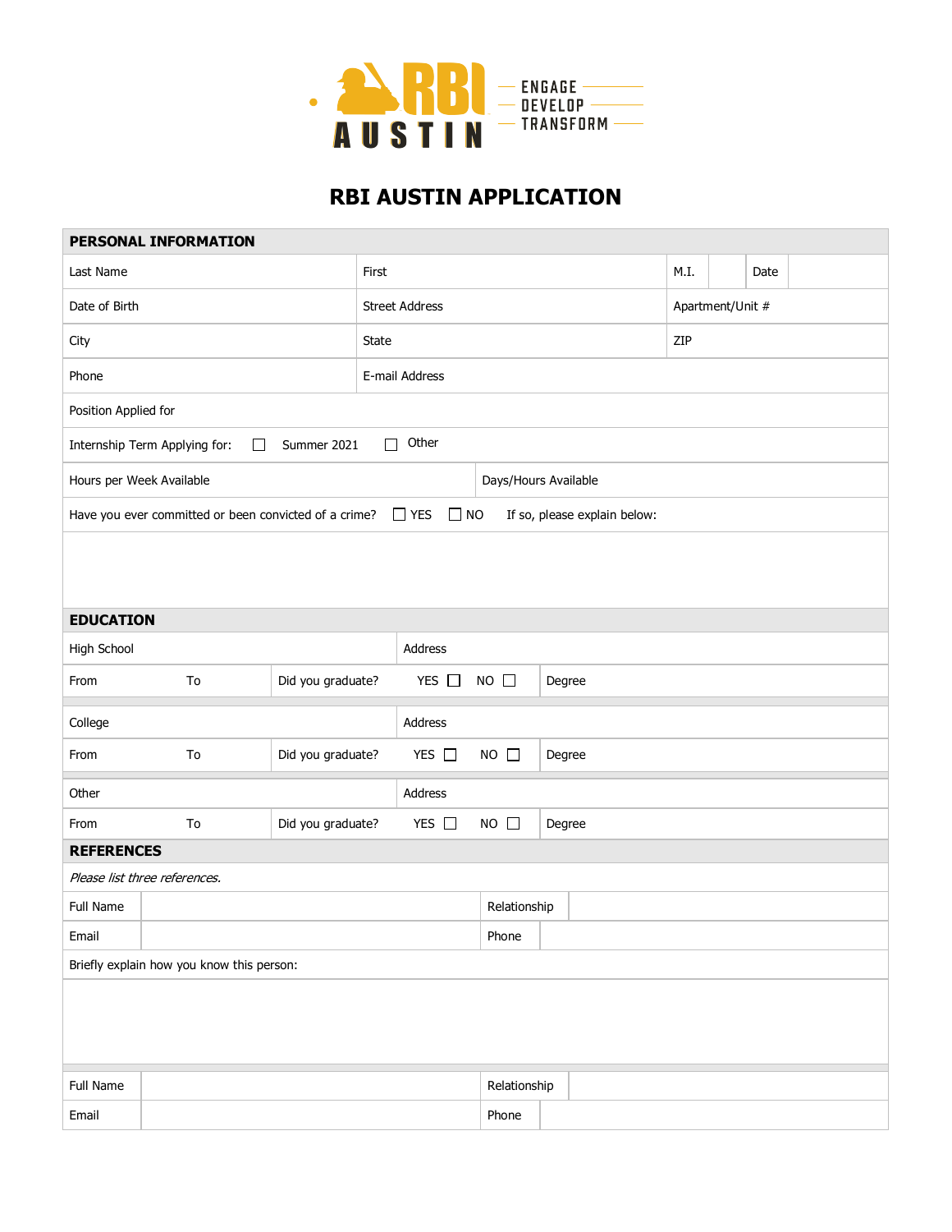RBI AUSTIN — ENGAGE — DEVELOP — TRANSFORM

# RBI AUSTIN APPLICATION

## PERSONAL INFORMATION

| Last Name | First | M.I. | Date |
|---|---|---|---|
| Date of Birth | Street Address | Apartment/Unit # | |
| City | State | ZIP | |
| Phone | E-mail Address | | |

Position Applied for

Internship Term Applying for: ☐ Summer 2021 ☐ Other

| Hours per Week Available | Days/Hours Available |
|---|---|

Have you ever committed or been convicted of a crime? ☐ YES ☐ NO If so, please explain below:

## EDUCATION

| High School | | | Address | |
|---|---|---|---|---|
| From | To | Did you graduate? | YES ☐ NO ☐ | Degree |
| College | | | Address | |
| From | To | Did you graduate? | YES ☐ NO ☐ | Degree |
| Other | | | Address | |
| From | To | Did you graduate? | YES ☐ NO ☐ | Degree |

## REFERENCES

*Please list three references.*

| Full Name | | Relationship | |
|---|---|---|---|
| Email | | Phone | |

Briefly explain how you know this person:

| Full Name | | Relationship | |
|---|---|---|---|
| Email | | Phone | |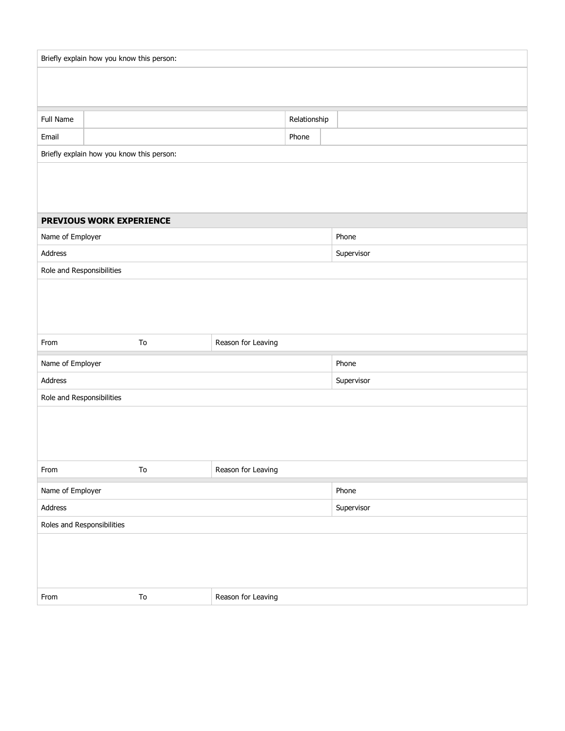| Briefly explain how you know this person: |
|---|
| |

| Full Name | | Relationship | |
|---|---|---|---|
| Email | | Phone | |

| Briefly explain how you know this person: |
|---|
| |

## PREVIOUS WORK EXPERIENCE

| Name of Employer | | | Phone |
|---|---|---|---|
| Address | | | Supervisor |
| Role and Responsibilities | | | |
| | | | |
| From | To | Reason for Leaving | |

| Name of Employer | | | Phone |
|---|---|---|---|
| Address | | | Supervisor |
| Role and Responsibilities | | | |
| | | | |
| From | To | Reason for Leaving | |

| Name of Employer | | | Phone |
|---|---|---|---|
| Address | | | Supervisor |
| Roles and Responsibilities | | | |
| | | | |
| From | To | Reason for Leaving | |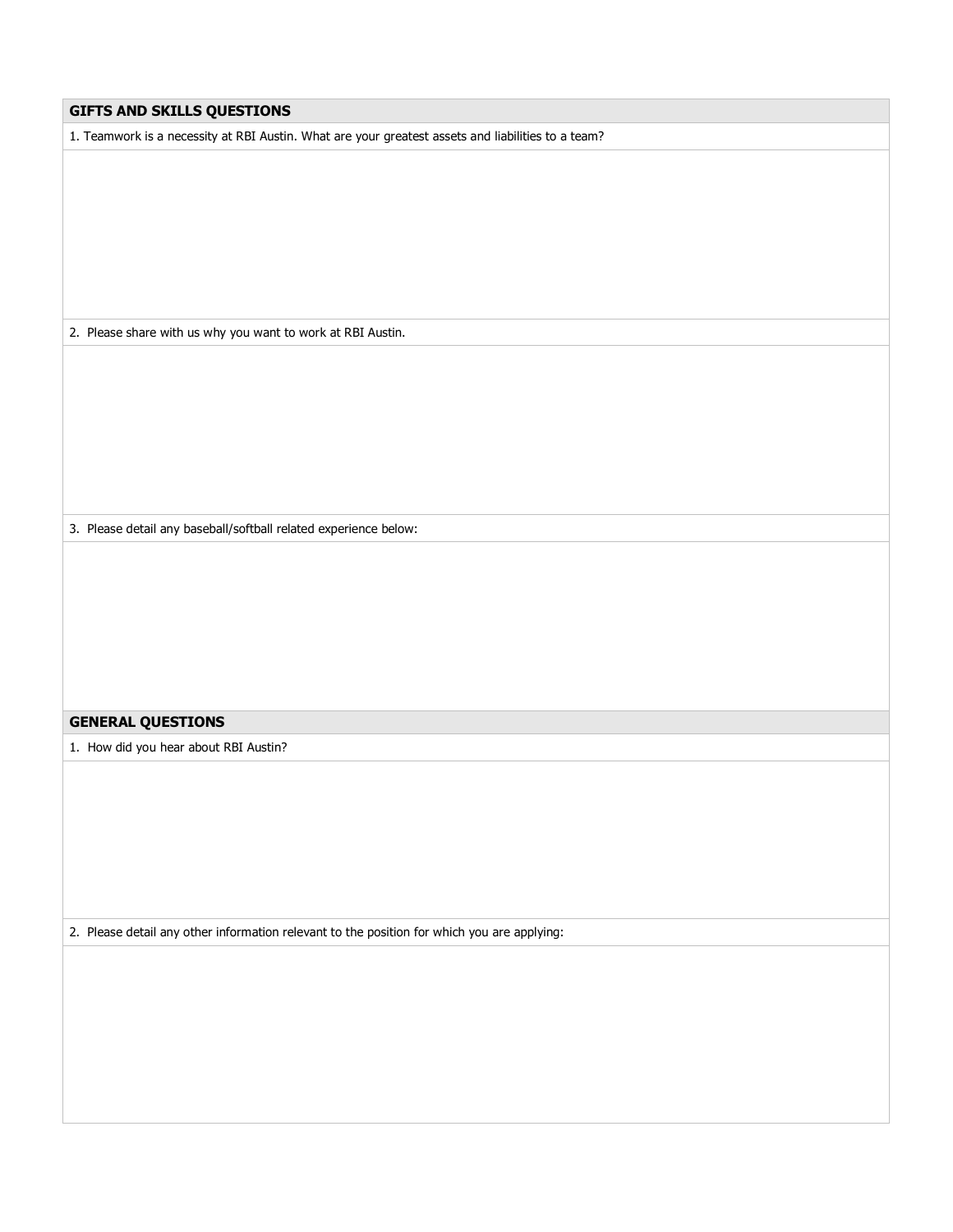## GIFTS AND SKILLS QUESTIONS

1. Teamworkis a necessity at RBI Austin. What are your greatest assets and liabilities to a team?

2. Please share with us why you want to work at RBI Austin.

3. Please detail any baseball/softball related experience below:

## GENERAL QUESTIONS

1. How did you hear about RBI Austin?

2. Please detail any other information relevant to the position for which you are applying: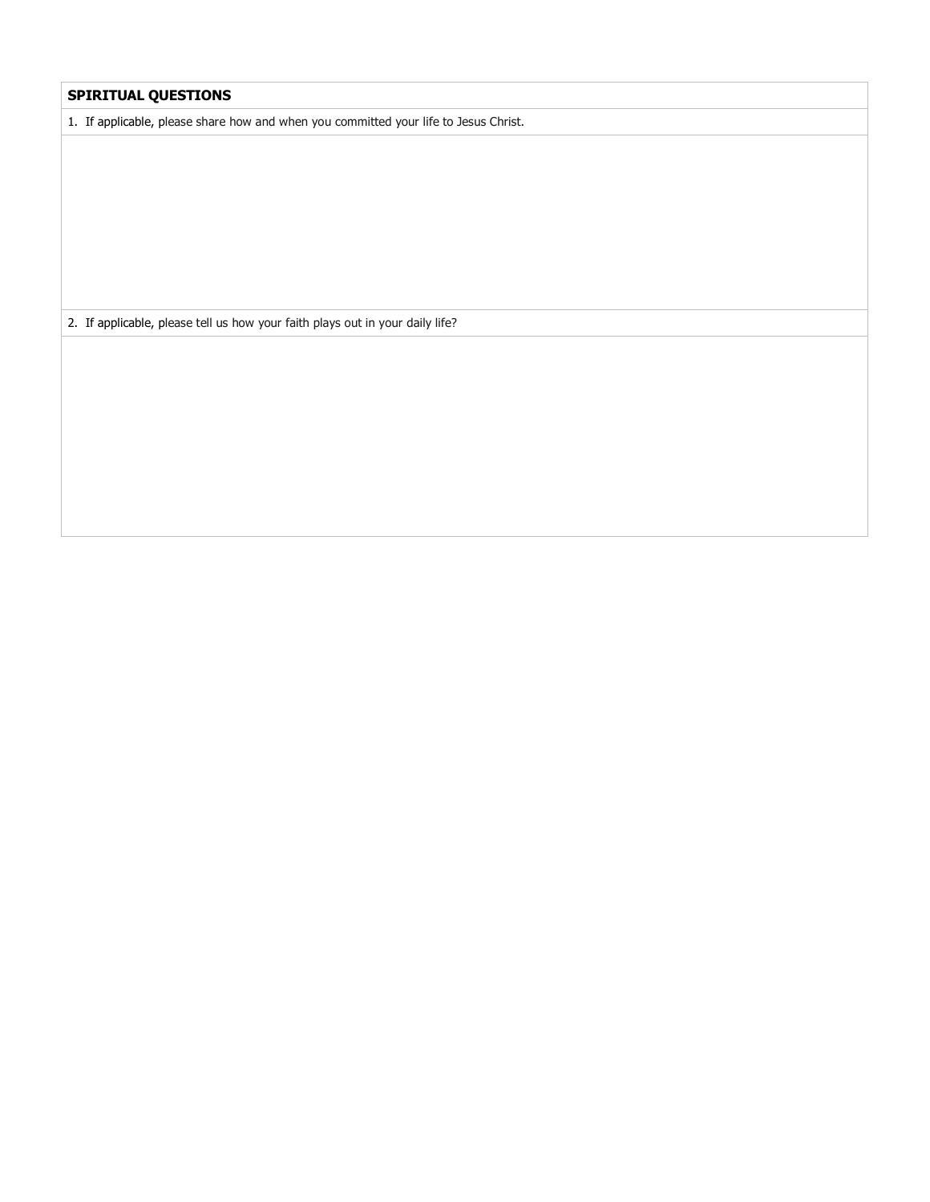| **SPIRITUAL QUESTIONS** |
| --- |
| 1. If applicable, please share how and when you committed your life to Jesus Christ. |
| |
| 2. If applicable, please tell us how your faith plays out in your daily life? |
| |